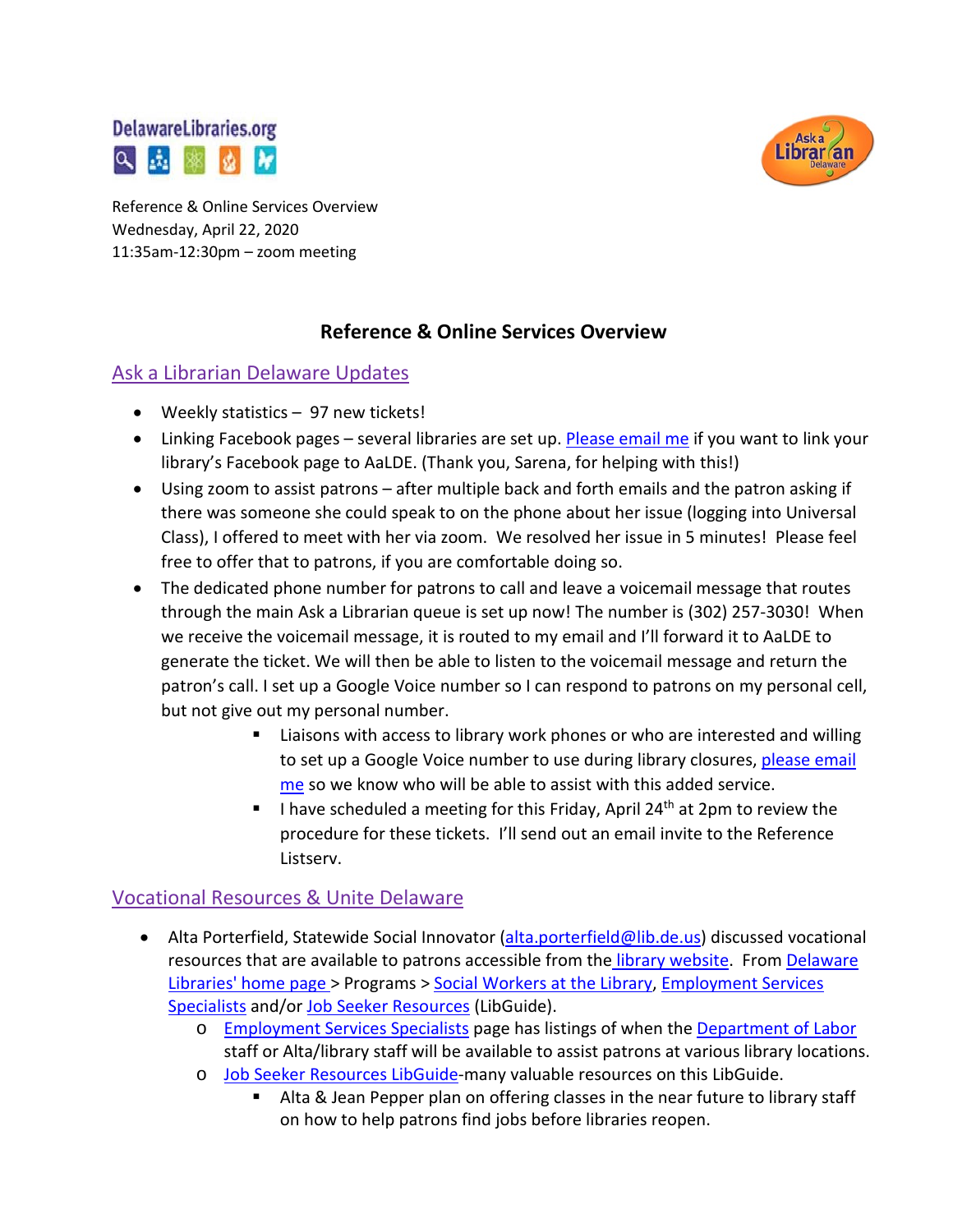Reference & Online Services Overview
Wednesday, April 22, 2020
11:35am-12:30pm – zoom meeting

# Reference & Online Services Overview

## Ask a Librarian Delaware Updates

- Weekly statistics – 97 new tickets!
- Linking Facebook pages – several libraries are set up. Please email me if you want to link your library's Facebook page to AaLDE. (Thank you, Sarena, for helping with this!)
- Using zoom to assist patrons – after multiple back and forth emails and the patron asking if there was someone she could speak to on the phone about her issue (logging into Universal Class), I offered to meet with her via zoom. We resolved her issue in 5 minutes! Please feel free to offer that to patrons, if you are comfortable doing so.
- The dedicated phone number for patrons to call and leave a voicemail message that routes through the main Ask a Librarian queue is set up now! The number is (302) 257-3030! When we receive the voicemail message, it is routed to my email and I'll forward it to AaLDE to generate the ticket. We will then be able to listen to the voicemail message and return the patron's call. I set up a Google Voice number so I can respond to patrons on my personal cell, but not give out my personal number.
    - Liaisons with access to library work phones or who are interested and willing to set up a Google Voice number to use during library closures, please email me so we know who will be able to assist with this added service.
    - I have scheduled a meeting for this Friday, April 24th at 2pm to review the procedure for these tickets. I'll send out an email invite to the Reference Listserv.

## Vocational Resources & Unite Delaware

- Alta Porterfield, Statewide Social Innovator (alta.porterfield@lib.de.us) discussed vocational resources that are available to patrons accessible from the library website. From Delaware Libraries' home page > Programs > Social Workers at the Library, Employment Services Specialists and/or Job Seeker Resources (LibGuide).
    - Employment Services Specialists page has listings of when the Department of Labor staff or Alta/library staff will be available to assist patrons at various library locations.
    - Job Seeker Resources LibGuide-many valuable resources on this LibGuide.
        - Alta & Jean Pepper plan on offering classes in the near future to library staff on how to help patrons find jobs before libraries reopen.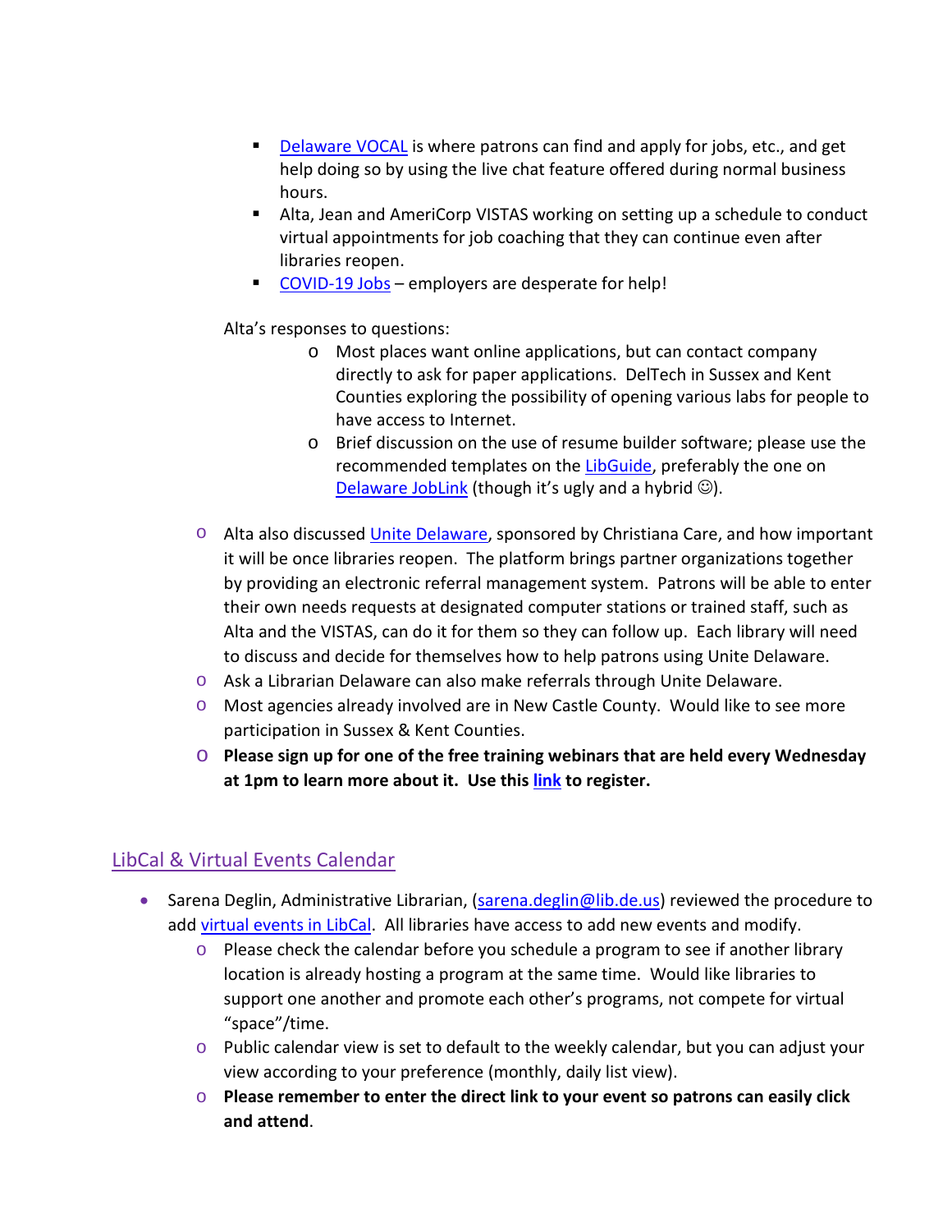- Delaware VOCAL is where patrons can find and apply for jobs, etc., and get help doing so by using the live chat feature offered during normal business hours.
    - Alta, Jean and AmeriCorp VISTAS working on setting up a schedule to conduct virtual appointments for job coaching that they can continue even after libraries reopen.
    - COVID-19 Jobs – employers are desperate for help!

  Alta's responses to questions:

    - Most places want online applications, but can contact company directly to ask for paper applications. DelTech in Sussex and Kent Counties exploring the possibility of opening various labs for people to have access to Internet.
    - Brief discussion on the use of resume builder software; please use the recommended templates on the LibGuide, preferably the one on Delaware JobLink (though it's ugly and a hybrid ☺).

  - Alta also discussed Unite Delaware, sponsored by Christiana Care, and how important it will be once libraries reopen. The platform brings partner organizations together by providing an electronic referral management system. Patrons will be able to enter their own needs requests at designated computer stations or trained staff, such as Alta and the VISTAS, can do it for them so they can follow up. Each library will need to discuss and decide for themselves how to help patrons using Unite Delaware.
  - Ask a Librarian Delaware can also make referrals through Unite Delaware.
  - Most agencies already involved are in New Castle County. Would like to see more participation in Sussex & Kent Counties.
  - **Please sign up for one of the free training webinars that are held every Wednesday at 1pm to learn more about it. Use this link to register.**

## LibCal & Virtual Events Calendar

- Sarena Deglin, Administrative Librarian, (sarena.deglin@lib.de.us) reviewed the procedure to add virtual events in LibCal. All libraries have access to add new events and modify.
  - Please check the calendar before you schedule a program to see if another library location is already hosting a program at the same time. Would like libraries to support one another and promote each other's programs, not compete for virtual "space"/time.
  - Public calendar view is set to default to the weekly calendar, but you can adjust your view according to your preference (monthly, daily list view).
  - **Please remember to enter the direct link to your event so patrons can easily click and attend**.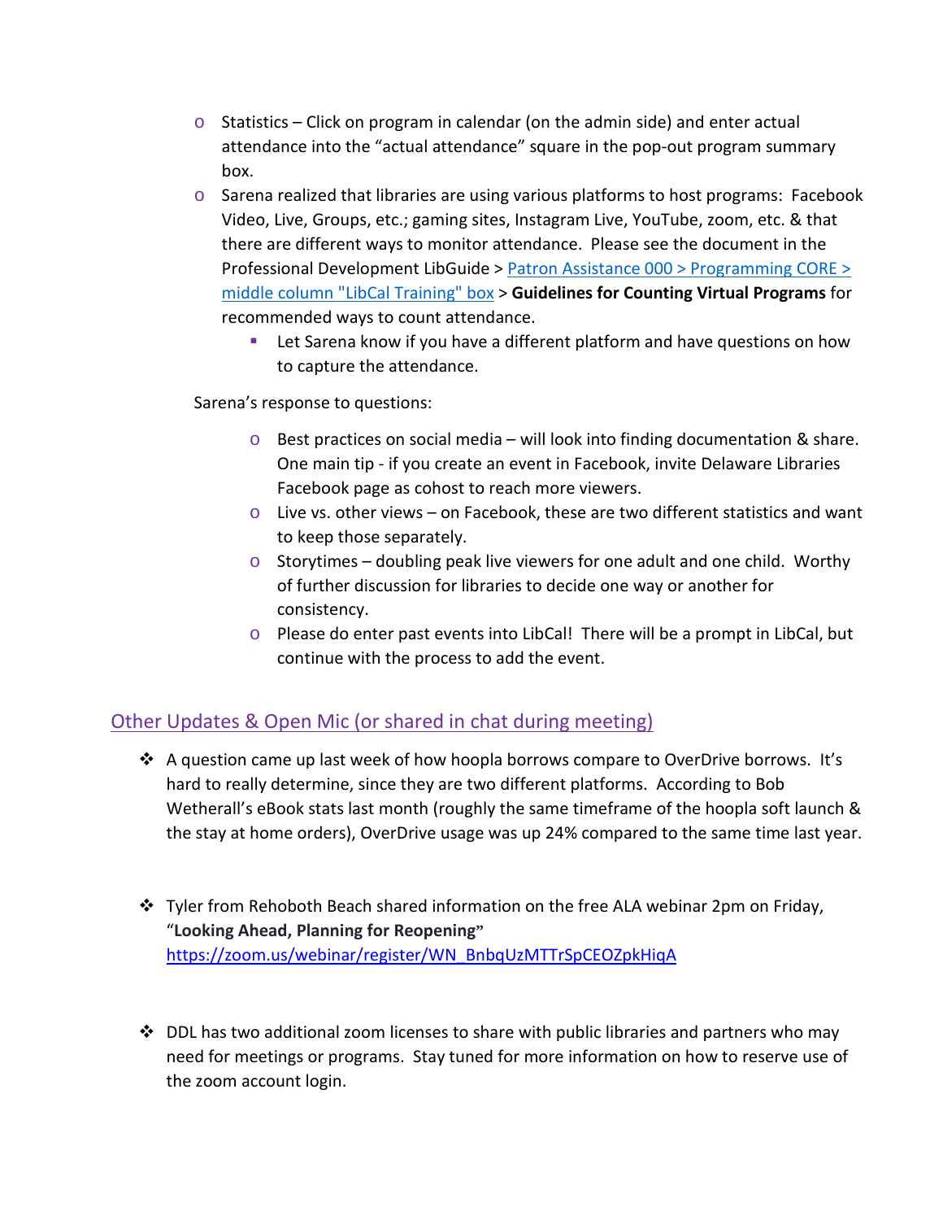- Statistics – Click on program in calendar (on the admin side) and enter actual attendance into the "actual attendance" square in the pop-out program summary box.
- Sarena realized that libraries are using various platforms to host programs: Facebook Video, Live, Groups, etc.; gaming sites, Instagram Live, YouTube, zoom, etc. & that there are different ways to monitor attendance. Please see the document in the Professional Development LibGuide > Patron Assistance 000 > Programming CORE > middle column "LibCal Training" box > **Guidelines for Counting Virtual Programs** for recommended ways to count attendance.
  - Let Sarena know if you have a different platform and have questions on how to capture the attendance.

Sarena's response to questions:

- Best practices on social media – will look into finding documentation & share. One main tip - if you create an event in Facebook, invite Delaware Libraries Facebook page as cohost to reach more viewers.
- Live vs. other views – on Facebook, these are two different statistics and want to keep those separately.
- Storytimes – doubling peak live viewers for one adult and one child. Worthy of further discussion for libraries to decide one way or another for consistency.
- Please do enter past events into LibCal! There will be a prompt in LibCal, but continue with the process to add the event.

## Other Updates & Open Mic (or shared in chat during meeting)

- A question came up last week of how hoopla borrows compare to OverDrive borrows. It's hard to really determine, since they are two different platforms. According to Bob Wetherall's eBook stats last month (roughly the same timeframe of the hoopla soft launch & the stay at home orders), OverDrive usage was up 24% compared to the same time last year.

- Tyler from Rehoboth Beach shared information on the free ALA webinar 2pm on Friday, "**Looking Ahead, Planning for Reopening**" https://zoom.us/webinar/register/WN_BnbqUzMTTrSpCEOZpkHiqA

- DDL has two additional zoom licenses to share with public libraries and partners who may need for meetings or programs. Stay tuned for more information on how to reserve use of the zoom account login.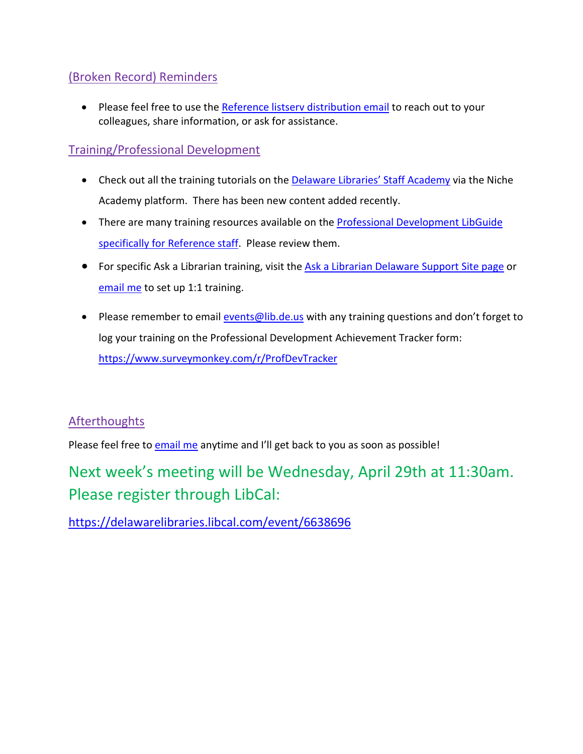## (Broken Record) Reminders

- Please feel free to use the [Reference listserv distribution email] to reach out to your colleagues, share information, or ask for assistance.

## Training/Professional Development

- Check out all the training tutorials on the Delaware Libraries' Staff Academy via the Niche Academy platform. There has been new content added recently.
- There are many training resources available on the Professional Development LibGuide specifically for Reference staff. Please review them.
- For specific Ask a Librarian training, visit the Ask a Librarian Delaware Support Site page or email me to set up 1:1 training.
- Please remember to email events@lib.de.us with any training questions and don't forget to log your training on the Professional Development Achievement Tracker form: https://www.surveymonkey.com/r/ProfDevTracker

## Afterthoughts

Please feel free to email me anytime and I'll get back to you as soon as possible!

### Next week's meeting will be Wednesday, April 29th at 11:30am. Please register through LibCal:

https://delawarelibraries.libcal.com/event/6638696